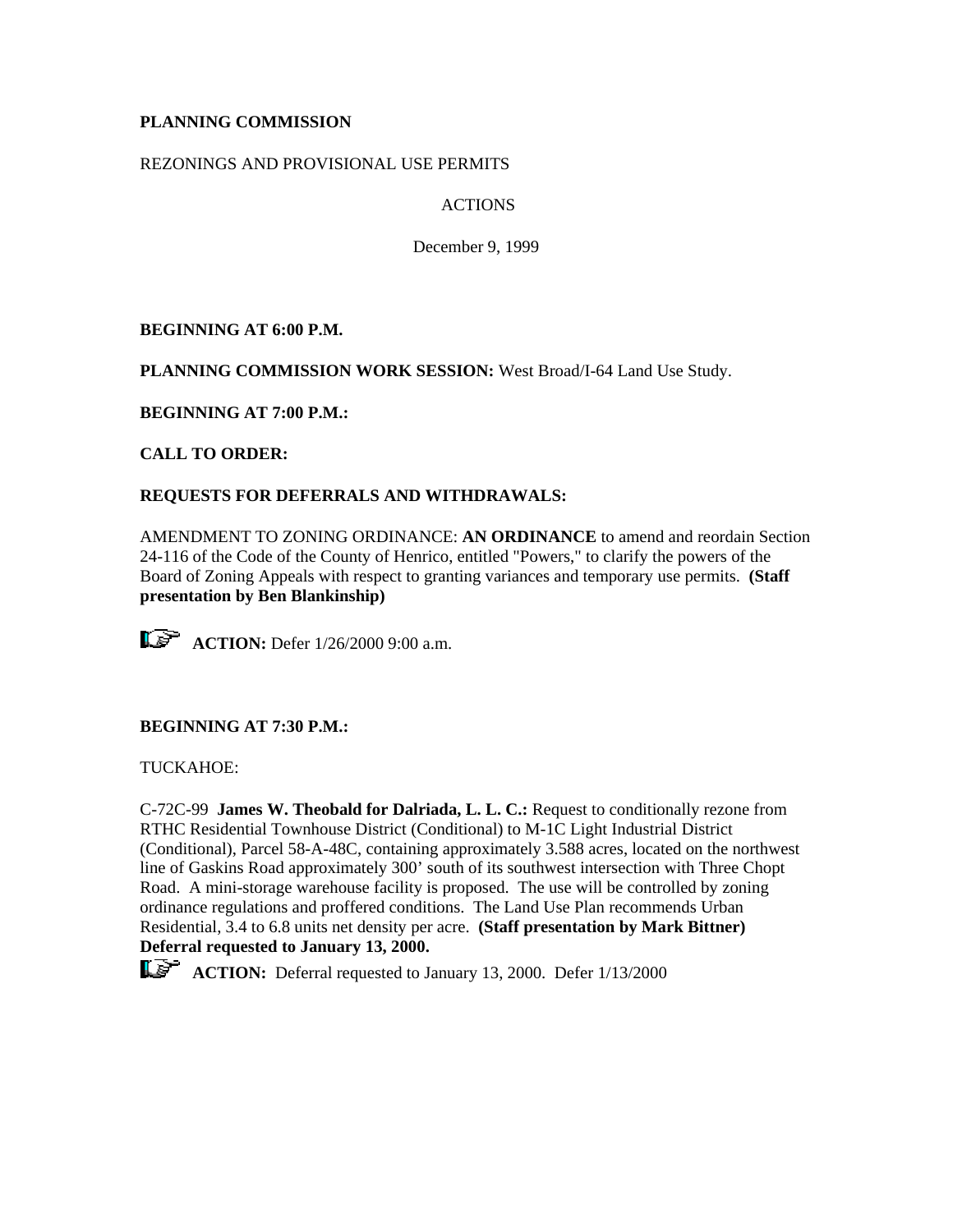**PLANNING COMMISSION**

REZONINGS AND PROVISIONAL USE PERMITS

ACTIONS

December 9, 1999

**BEGINNING AT 6:00 P.M.**

**PLANNING COMMISSION WORK SESSION:** West Broad/I-64 Land Use Study.

**BEGINNING AT 7:00 P.M.:**

**CALL TO ORDER:**

**REQUESTS FOR DEFERRALS AND WITHDRAWALS:**

AMENDMENT TO ZONING ORDINANCE: **AN ORDINANCE** to amend and reordain Section 24-116 of the Code of the County of Henrico, entitled "Powers," to clarify the powers of the Board of Zoning Appeals with respect to granting variances and temporary use permits. **(Staff presentation by Ben Blankinship)**

☞ **ACTION:** Defer 1/26/2000 9:00 a.m.

**BEGINNING AT 7:30 P.M.:**

TUCKAHOE:

C-72C-99 **James W. Theobald for Dalriada, L. L. C.:** Request to conditionally rezone from RTHC Residential Townhouse District (Conditional) to M-1C Light Industrial District (Conditional), Parcel 58-A-48C, containing approximately 3.588 acres, located on the northwest line of Gaskins Road approximately 300' south of its southwest intersection with Three Chopt Road. A mini-storage warehouse facility is proposed. The use will be controlled by zoning ordinance regulations and proffered conditions. The Land Use Plan recommends Urban Residential, 3.4 to 6.8 units net density per acre. **(Staff presentation by Mark Bittner) Deferral requested to January 13, 2000.**

☞ **ACTION:** Deferral requested to January 13, 2000. Defer 1/13/2000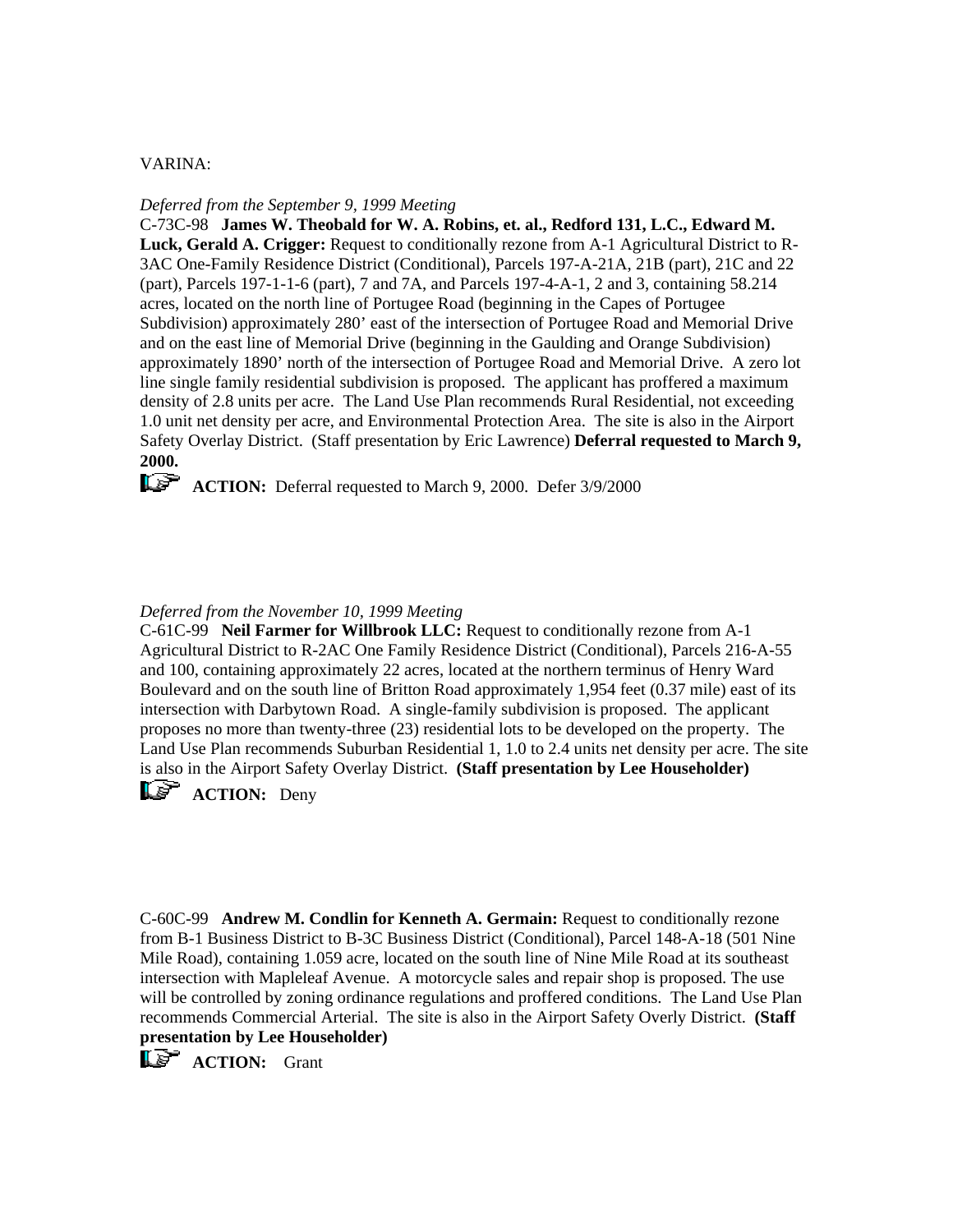VARINA:

*Deferred from the September 9, 1999 Meeting*

C-73C-98 **James W. Theobald for W. A. Robins, et. al., Redford 131, L.C., Edward M. Luck, Gerald A. Crigger:** Request to conditionally rezone from A-1 Agricultural District to R-3AC One-Family Residence District (Conditional), Parcels 197-A-21A, 21B (part), 21C and 22 (part), Parcels 197-1-1-6 (part), 7 and 7A, and Parcels 197-4-A-1, 2 and 3, containing 58.214 acres, located on the north line of Portugee Road (beginning in the Capes of Portugee Subdivision) approximately 280' east of the intersection of Portugee Road and Memorial Drive and on the east line of Memorial Drive (beginning in the Gaulding and Orange Subdivision) approximately 1890' north of the intersection of Portugee Road and Memorial Drive. A zero lot line single family residential subdivision is proposed. The applicant has proffered a maximum density of 2.8 units per acre. The Land Use Plan recommends Rural Residential, not exceeding 1.0 unit net density per acre, and Environmental Protection Area. The site is also in the Airport Safety Overlay District. (Staff presentation by Eric Lawrence) **Deferral requested to March 9, 2000.**

**ACTION:** Deferral requested to March 9, 2000. Defer 3/9/2000

*Deferred from the November 10, 1999 Meeting*

C-61C-99 **Neil Farmer for Willbrook LLC:** Request to conditionally rezone from A-1 Agricultural District to R-2AC One Family Residence District (Conditional), Parcels 216-A-55 and 100, containing approximately 22 acres, located at the northern terminus of Henry Ward Boulevard and on the south line of Britton Road approximately 1,954 feet (0.37 mile) east of its intersection with Darbytown Road. A single-family subdivision is proposed. The applicant proposes no more than twenty-three (23) residential lots to be developed on the property. The Land Use Plan recommends Suburban Residential 1, 1.0 to 2.4 units net density per acre. The site is also in the Airport Safety Overlay District. **(Staff presentation by Lee Householder)**

**ACTION:** Deny

C-60C-99 **Andrew M. Condlin for Kenneth A. Germain:** Request to conditionally rezone from B-1 Business District to B-3C Business District (Conditional), Parcel 148-A-18 (501 Nine Mile Road), containing 1.059 acre, located on the south line of Nine Mile Road at its southeast intersection with Mapleleaf Avenue. A motorcycle sales and repair shop is proposed. The use will be controlled by zoning ordinance regulations and proffered conditions. The Land Use Plan recommends Commercial Arterial. The site is also in the Airport Safety Overly District. **(Staff presentation by Lee Householder)**

**ACTION:** Grant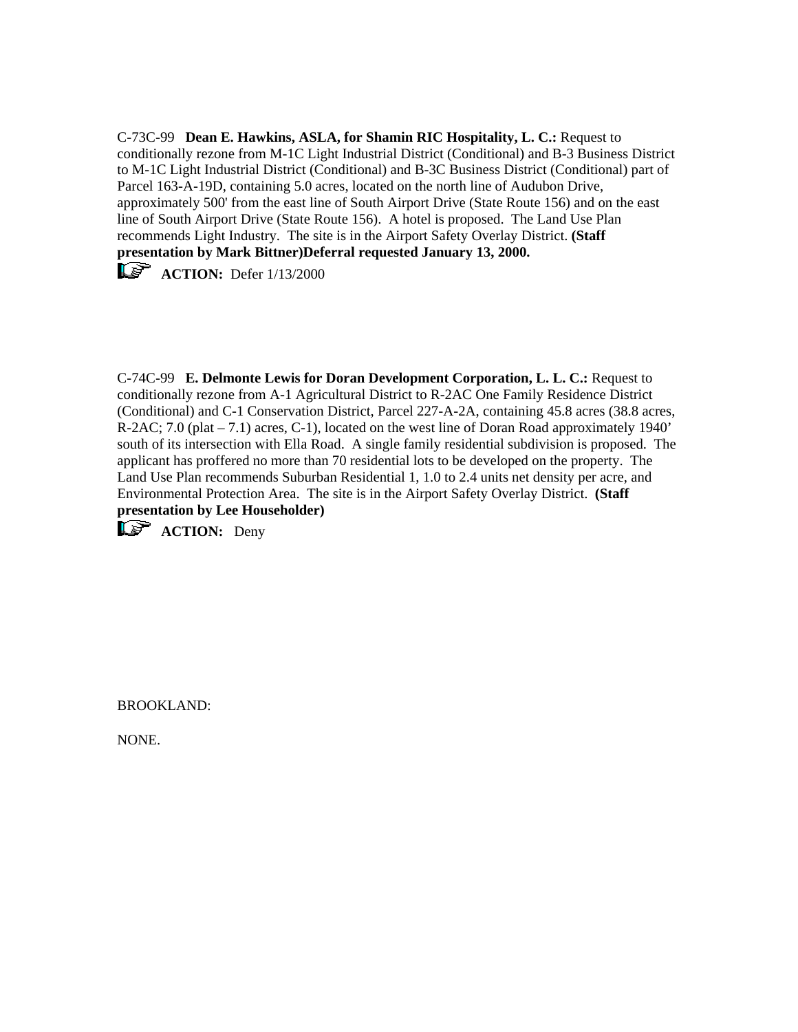C-73C-99 **Dean E. Hawkins, ASLA, for Shamin RIC Hospitality, L. C.:** Request to conditionally rezone from M-1C Light Industrial District (Conditional) and B-3 Business District to M-1C Light Industrial District (Conditional) and B-3C Business District (Conditional) part of Parcel 163-A-19D, containing 5.0 acres, located on the north line of Audubon Drive, approximately 500' from the east line of South Airport Drive (State Route 156) and on the east line of South Airport Drive (State Route 156). A hotel is proposed. The Land Use Plan recommends Light Industry. The site is in the Airport Safety Overlay District. **(Staff presentation by Mark Bittner)Deferral requested January 13, 2000.**

☞ **ACTION:** Defer 1/13/2000

C-74C-99 **E. Delmonte Lewis for Doran Development Corporation, L. L. C.:** Request to conditionally rezone from A-1 Agricultural District to R-2AC One Family Residence District (Conditional) and C-1 Conservation District, Parcel 227-A-2A, containing 45.8 acres (38.8 acres, R-2AC; 7.0 (plat – 7.1) acres, C-1), located on the west line of Doran Road approximately 1940' south of its intersection with Ella Road. A single family residential subdivision is proposed. The applicant has proffered no more than 70 residential lots to be developed on the property. The Land Use Plan recommends Suburban Residential 1, 1.0 to 2.4 units net density per acre, and Environmental Protection Area. The site is in the Airport Safety Overlay District. **(Staff presentation by Lee Householder)**

☞ **ACTION:** Deny

BROOKLAND:

NONE.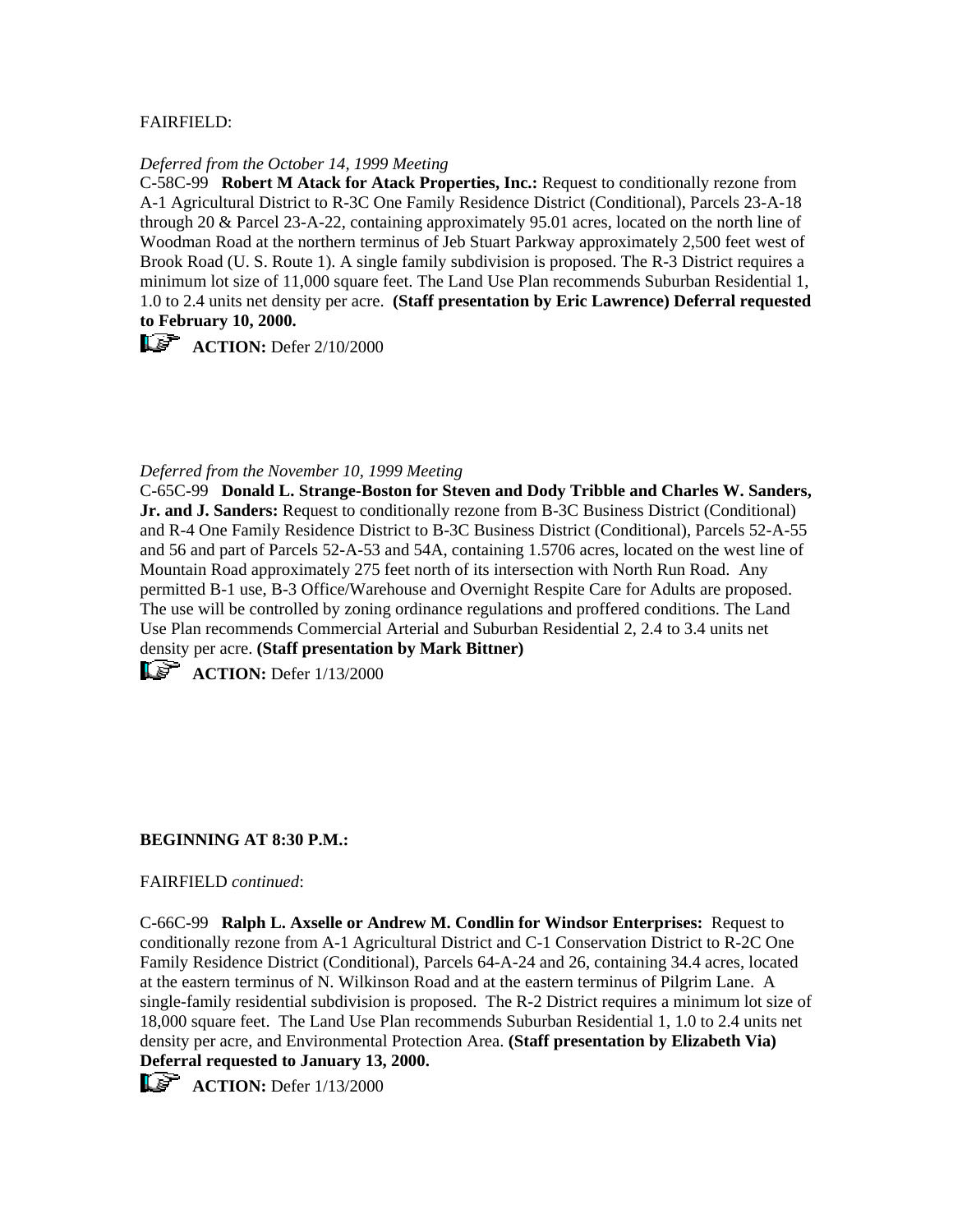FAIRFIELD:

*Deferred from the October 14, 1999 Meeting*

C-58C-99 **Robert M Atack for Atack Properties, Inc.:** Request to conditionally rezone from A-1 Agricultural District to R-3C One Family Residence District (Conditional), Parcels 23-A-18 through 20 & Parcel 23-A-22, containing approximately 95.01 acres, located on the north line of Woodman Road at the northern terminus of Jeb Stuart Parkway approximately 2,500 feet west of Brook Road (U. S. Route 1). A single family subdivision is proposed. The R-3 District requires a minimum lot size of 11,000 square feet. The Land Use Plan recommends Suburban Residential 1, 1.0 to 2.4 units net density per acre. **(Staff presentation by Eric Lawrence) Deferral requested to February 10, 2000.**

☞ **ACTION:** Defer 2/10/2000

*Deferred from the November 10, 1999 Meeting*

C-65C-99 **Donald L. Strange-Boston for Steven and Dody Tribble and Charles W. Sanders, Jr. and J. Sanders:** Request to conditionally rezone from B-3C Business District (Conditional) and R-4 One Family Residence District to B-3C Business District (Conditional), Parcels 52-A-55 and 56 and part of Parcels 52-A-53 and 54A, containing 1.5706 acres, located on the west line of Mountain Road approximately 275 feet north of its intersection with North Run Road. Any permitted B-1 use, B-3 Office/Warehouse and Overnight Respite Care for Adults are proposed. The use will be controlled by zoning ordinance regulations and proffered conditions. The Land Use Plan recommends Commercial Arterial and Suburban Residential 2, 2.4 to 3.4 units net density per acre. **(Staff presentation by Mark Bittner)**

☞ **ACTION:** Defer 1/13/2000

**BEGINNING AT 8:30 P.M.:**

FAIRFIELD *continued*:

C-66C-99 **Ralph L. Axselle or Andrew M. Condlin for Windsor Enterprises:** Request to conditionally rezone from A-1 Agricultural District and C-1 Conservation District to R-2C One Family Residence District (Conditional), Parcels 64-A-24 and 26, containing 34.4 acres, located at the eastern terminus of N. Wilkinson Road and at the eastern terminus of Pilgrim Lane. A single-family residential subdivision is proposed. The R-2 District requires a minimum lot size of 18,000 square feet. The Land Use Plan recommends Suburban Residential 1, 1.0 to 2.4 units net density per acre, and Environmental Protection Area. **(Staff presentation by Elizabeth Via) Deferral requested to January 13, 2000.**

☞ **ACTION:** Defer 1/13/2000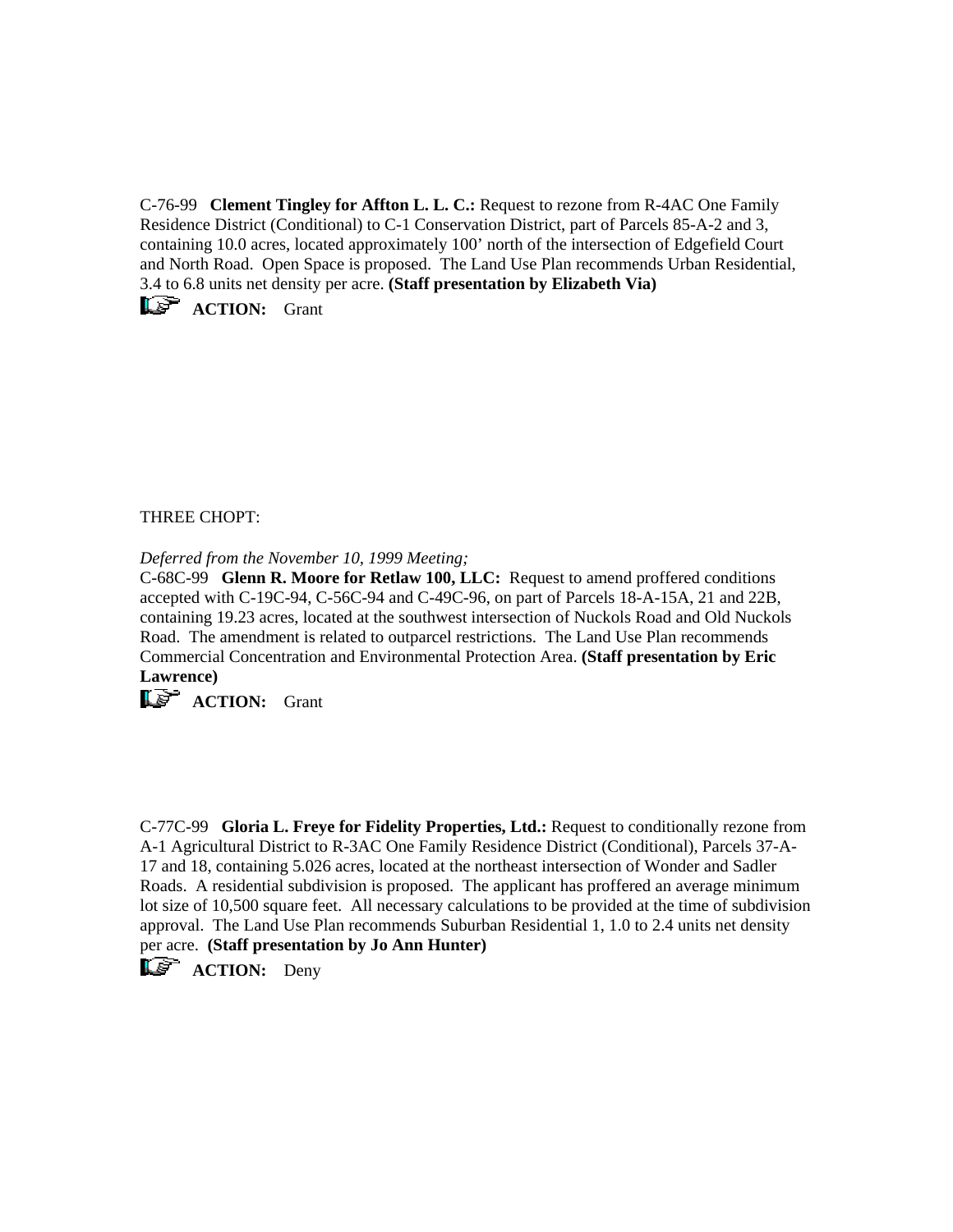C-76-99 **Clement Tingley for Affton L. L. C.:** Request to rezone from R-4AC One Family Residence District (Conditional) to C-1 Conservation District, part of Parcels 85-A-2 and 3, containing 10.0 acres, located approximately 100' north of the intersection of Edgefield Court and North Road. Open Space is proposed. The Land Use Plan recommends Urban Residential, 3.4 to 6.8 units net density per acre. **(Staff presentation by Elizabeth Via)**

☞ **ACTION:** Grant

THREE CHOPT:

*Deferred from the November 10, 1999 Meeting;*
C-68C-99 **Glenn R. Moore for Retlaw 100, LLC:** Request to amend proffered conditions accepted with C-19C-94, C-56C-94 and C-49C-96, on part of Parcels 18-A-15A, 21 and 22B, containing 19.23 acres, located at the southwest intersection of Nuckols Road and Old Nuckols Road. The amendment is related to outparcel restrictions. The Land Use Plan recommends Commercial Concentration and Environmental Protection Area. **(Staff presentation by Eric Lawrence)**

☞ **ACTION:** Grant

C-77C-99 **Gloria L. Freye for Fidelity Properties, Ltd.:** Request to conditionally rezone from A-1 Agricultural District to R-3AC One Family Residence District (Conditional), Parcels 37-A-17 and 18, containing 5.026 acres, located at the northeast intersection of Wonder and Sadler Roads. A residential subdivision is proposed. The applicant has proffered an average minimum lot size of 10,500 square feet. All necessary calculations to be provided at the time of subdivision approval. The Land Use Plan recommends Suburban Residential 1, 1.0 to 2.4 units net density per acre. **(Staff presentation by Jo Ann Hunter)**

☞ **ACTION:** Deny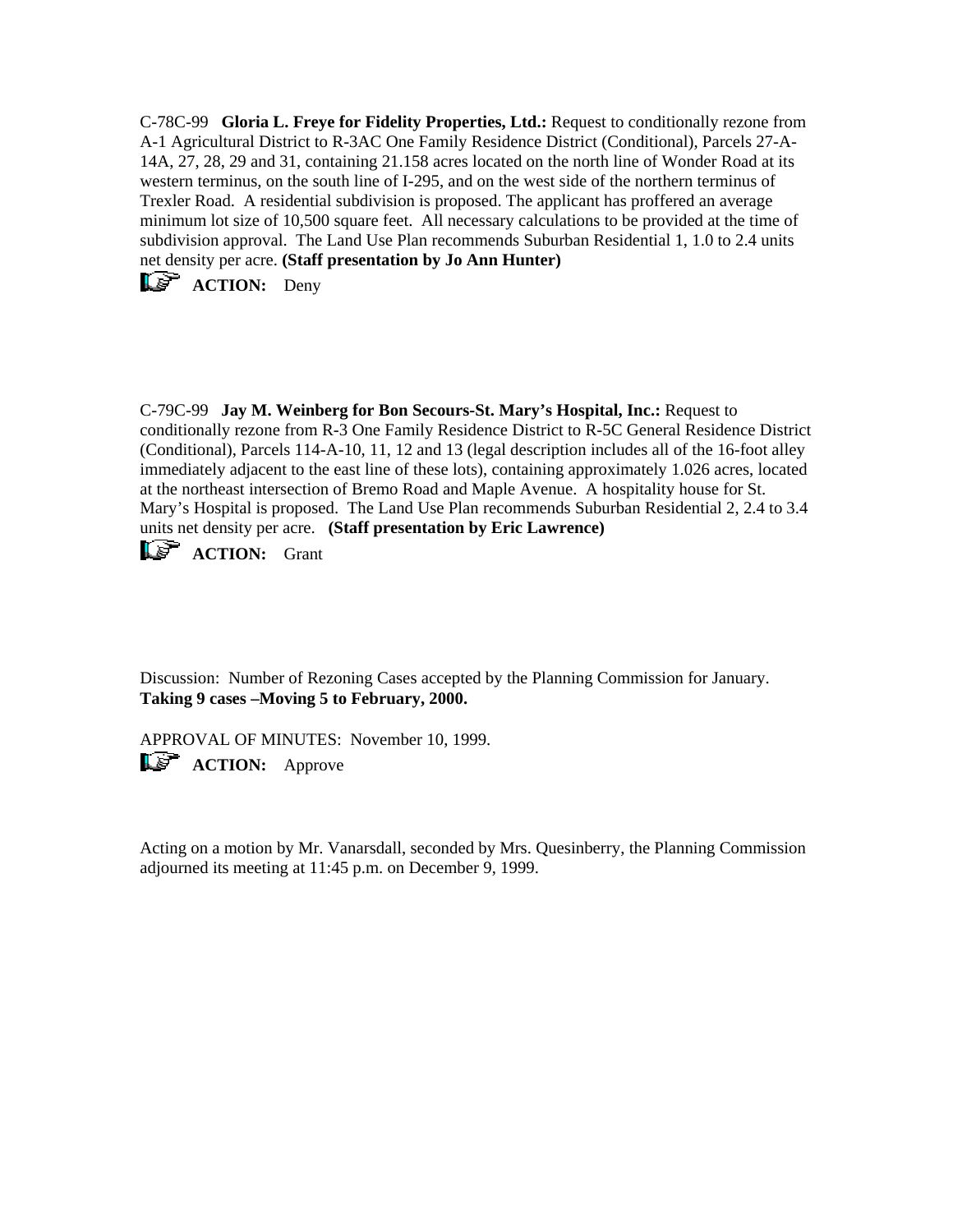C-78C-99 **Gloria L. Freye for Fidelity Properties, Ltd.:** Request to conditionally rezone from A-1 Agricultural District to R-3AC One Family Residence District (Conditional), Parcels 27-A-14A, 27, 28, 29 and 31, containing 21.158 acres located on the north line of Wonder Road at its western terminus, on the south line of I-295, and on the west side of the northern terminus of Trexler Road. A residential subdivision is proposed. The applicant has proffered an average minimum lot size of 10,500 square feet. All necessary calculations to be provided at the time of subdivision approval. The Land Use Plan recommends Suburban Residential 1, 1.0 to 2.4 units net density per acre. **(Staff presentation by Jo Ann Hunter)**

**ACTION:** Deny

C-79C-99 **Jay M. Weinberg for Bon Secours-St. Mary's Hospital, Inc.:** Request to conditionally rezone from R-3 One Family Residence District to R-5C General Residence District (Conditional), Parcels 114-A-10, 11, 12 and 13 (legal description includes all of the 16-foot alley immediately adjacent to the east line of these lots), containing approximately 1.026 acres, located at the northeast intersection of Bremo Road and Maple Avenue. A hospitality house for St. Mary's Hospital is proposed. The Land Use Plan recommends Suburban Residential 2, 2.4 to 3.4 units net density per acre. **(Staff presentation by Eric Lawrence)**

**ACTION:** Grant

Discussion: Number of Rezoning Cases accepted by the Planning Commission for January. **Taking 9 cases –Moving 5 to February, 2000.**

APPROVAL OF MINUTES: November 10, 1999.

**ACTION:** Approve

Acting on a motion by Mr. Vanarsdall, seconded by Mrs. Quesinberry, the Planning Commission adjourned its meeting at 11:45 p.m. on December 9, 1999.